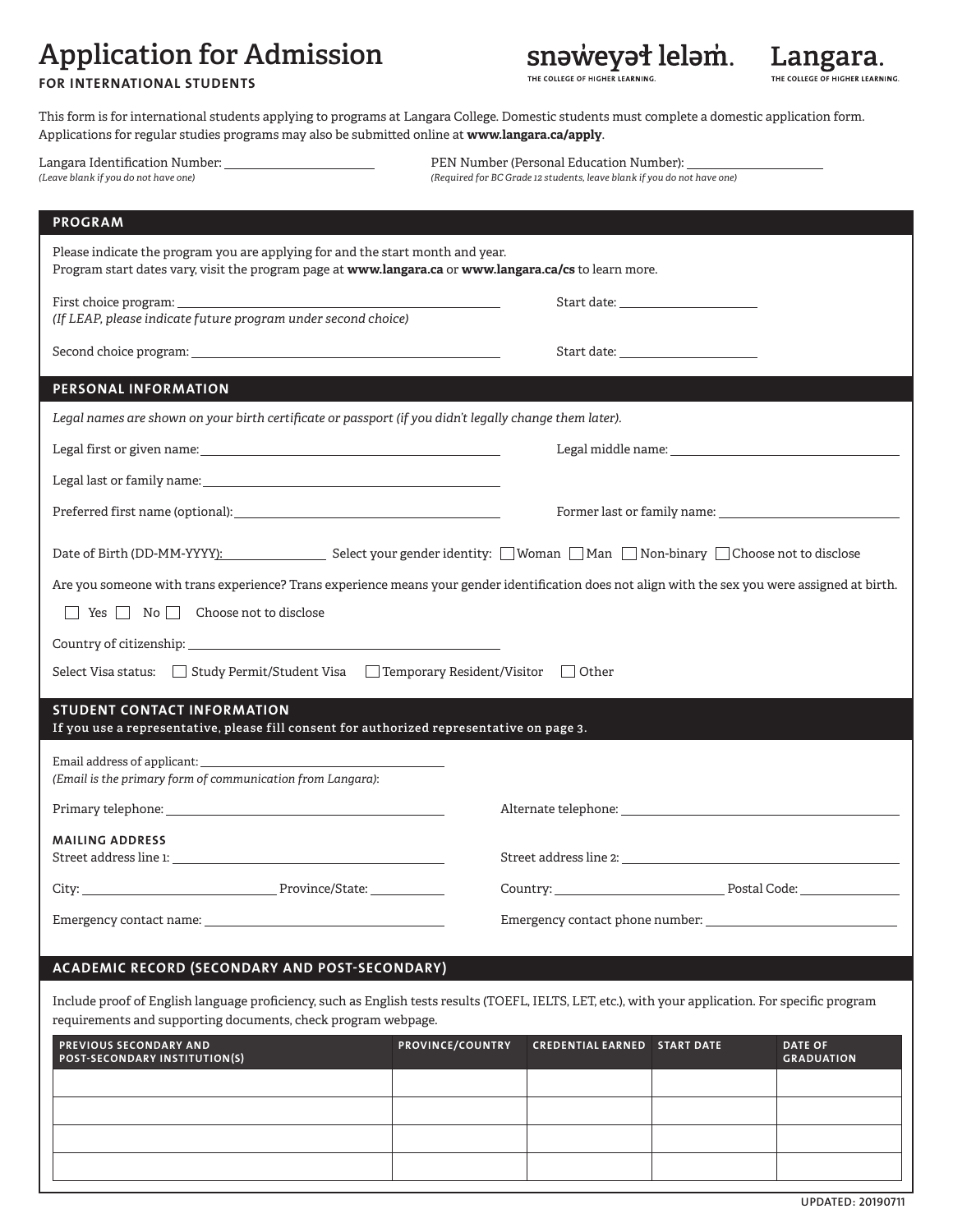# Application for Admission

**FOR INTERNATIONAL STUDENTS**

snəw̓eyəɬ leləm̓. THE COLLEGE OF HIGHER LEARNING.

Langara. THE COLLEGE OF HIGHER LEARNING.

This form is for international students applying to programs at Langara College. Domestic students must complete a domestic application form. Applications for regular studies programs may also be submitted online at **www.langara.ca/apply**.

Langara Identification Number: ____________________
*(Leave blank if you do not have one)*

PEN Number (Personal Education Number): ____________________
*(Required for BC Grade 12 students, leave blank if you do not have one)*

## PROGRAM

Please indicate the program you are applying for and the start month and year.
Program start dates vary, visit the program page at **www.langara.ca** or **www.langara.ca/cs** to learn more.

First choice program: ____________________ Start date: ____________________
*(If LEAP, please indicate future program under second choice)*

Second choice program: ____________________ Start date: ____________________

## PERSONAL INFORMATION

*Legal names are shown on your birth certificate or passport (if you didn't legally change them later).*

Legal first or given name: ____________________ Legal middle name: ____________________

Legal last or family name: ____________________

Preferred first name (optional): ____________________ Former last or family name: ____________________

Date of Birth (DD-MM-YYYY): ____________ Select your gender identity: ☐ Woman ☐ Man ☐ Non-binary ☐ Choose not to disclose

Are you someone with trans experience? Trans experience means your gender identification does not align with the sex you were assigned at birth.

☐ Yes ☐ No ☐ Choose not to disclose

Country of citizenship: ____________________

Select Visa status: ☐ Study Permit/Student Visa ☐ Temporary Resident/Visitor ☐ Other

## STUDENT CONTACT INFORMATION

**If you use a representative, please fill consent for authorized representative on page 3.**

Email address of applicant: ____________________
*(Email is the primary form of communication from Langara):*

Primary telephone: ____________________ Alternate telephone: ____________________

**MAILING ADDRESS**

Street address line 1: ____________________ Street address line 2: ____________________

City: ____________ Province/State: ____________ Country: ____________ Postal Code: ____________

Emergency contact name: ____________________ Emergency contact phone number: ____________________

## ACADEMIC RECORD (SECONDARY AND POST-SECONDARY)

Include proof of English language proficiency, such as English tests results (TOEFL, IELTS, LET, etc.), with your application. For specific program requirements and supporting documents, check program webpage.

| PREVIOUS SECONDARY AND POST-SECONDARY INSTITUTION(S) | PROVINCE/COUNTRY | CREDENTIAL EARNED | START DATE | DATE OF GRADUATION |
|---|---|---|---|---|
| | | | | |
| | | | | |
| | | | | |
| | | | | |

UPDATED: 20190711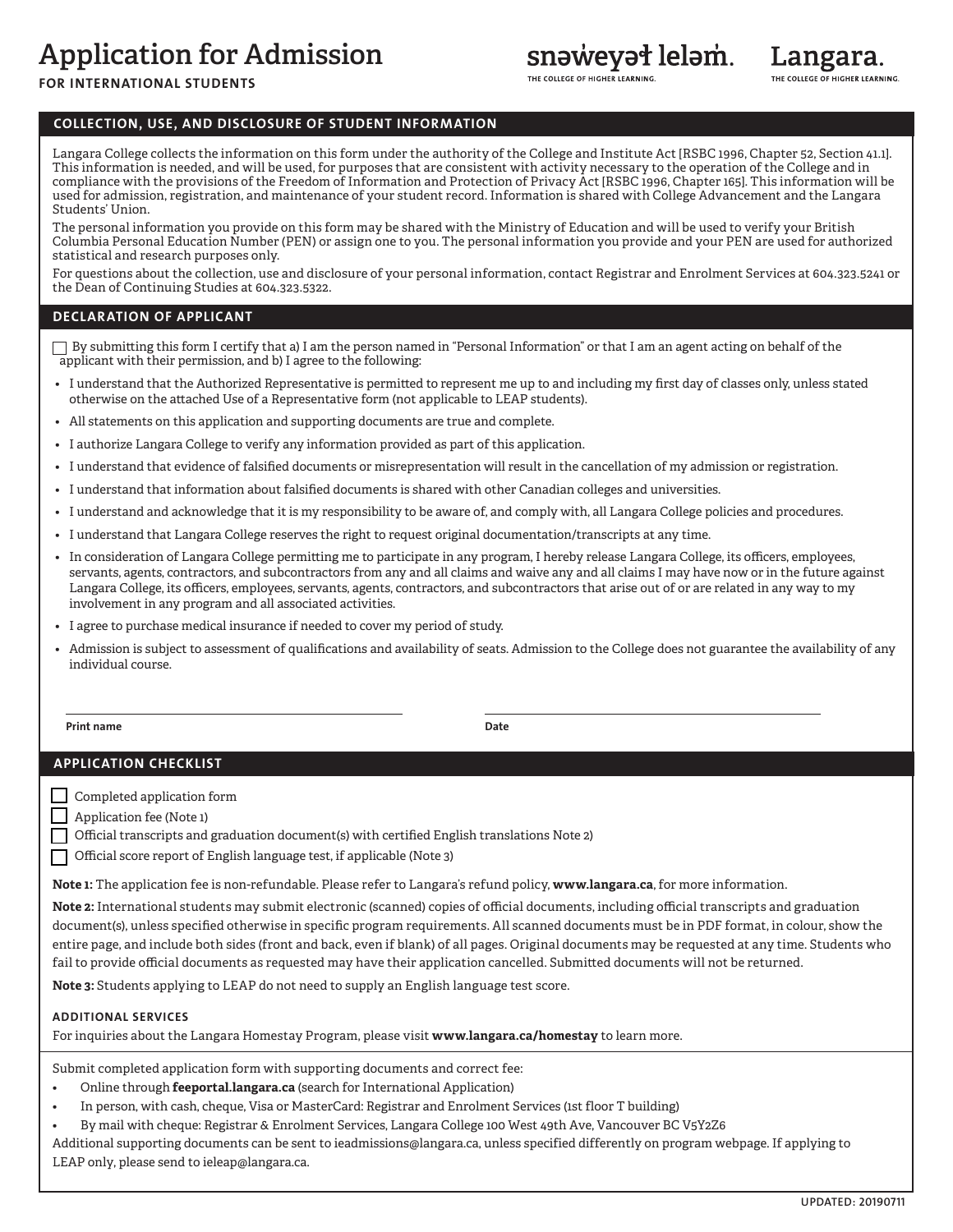# Application for Admission

**FOR INTERNATIONAL STUDENTS**

snəw̓eyəɬ leləm̓. THE COLLEGE OF HIGHER LEARNING.

Langara. THE COLLEGE OF HIGHER LEARNING.

## COLLECTION, USE, AND DISCLOSURE OF STUDENT INFORMATION

Langara College collects the information on this form under the authority of the College and Institute Act [RSBC 1996, Chapter 52, Section 41.1]. This information is needed, and will be used, for purposes that are consistent with activity necessary to the operation of the College and in compliance with the provisions of the Freedom of Information and Protection of Privacy Act [RSBC 1996, Chapter 165]. This information will be used for admission, registration, and maintenance of your student record. Information is shared with College Advancement and the Langara Students' Union.

The personal information you provide on this form may be shared with the Ministry of Education and will be used to verify your British Columbia Personal Education Number (PEN) or assign one to you. The personal information you provide and your PEN are used for authorized statistical and research purposes only.

For questions about the collection, use and disclosure of your personal information, contact Registrar and Enrolment Services at 604.323.5241 or the Dean of Continuing Studies at 604.323.5322.

## DECLARATION OF APPLICANT

☐ By submitting this form I certify that a) I am the person named in "Personal Information" or that I am an agent acting on behalf of the applicant with their permission, and b) I agree to the following:

- I understand that the Authorized Representative is permitted to represent me up to and including my first day of classes only, unless stated otherwise on the attached Use of a Representative form (not applicable to LEAP students).
- All statements on this application and supporting documents are true and complete.
- I authorize Langara College to verify any information provided as part of this application.
- I understand that evidence of falsified documents or misrepresentation will result in the cancellation of my admission or registration.
- I understand that information about falsified documents is shared with other Canadian colleges and universities.
- I understand and acknowledge that it is my responsibility to be aware of, and comply with, all Langara College policies and procedures.
- I understand that Langara College reserves the right to request original documentation/transcripts at any time.
- In consideration of Langara College permitting me to participate in any program, I hereby release Langara College, its officers, employees, servants, agents, contractors, and subcontractors from any and all claims and waive any and all claims I may have now or in the future against Langara College, its officers, employees, servants, agents, contractors, and subcontractors that arise out of or are related in any way to my involvement in any program and all associated activities.
- I agree to purchase medical insurance if needed to cover my period of study.
- Admission is subject to assessment of qualifications and availability of seats. Admission to the College does not guarantee the availability of any individual course.

**Print name** ______________________ **Date** ______________________

## APPLICATION CHECKLIST

☐ Completed application form

☐ Application fee (Note 1)

☐ Official transcripts and graduation document(s) with certified English translations Note 2)

☐ Official score report of English language test, if applicable (Note 3)

**Note 1:** The application fee is non-refundable. Please refer to Langara's refund policy, **www.langara.ca**, for more information.

**Note 2:** International students may submit electronic (scanned) copies of official documents, including official transcripts and graduation document(s), unless specified otherwise in specific program requirements. All scanned documents must be in PDF format, in colour, show the entire page, and include both sides (front and back, even if blank) of all pages. Original documents may be requested at any time. Students who fail to provide official documents as requested may have their application cancelled. Submitted documents will not be returned.

**Note 3:** Students applying to LEAP do not need to supply an English language test score.

### ADDITIONAL SERVICES

For inquiries about the Langara Homestay Program, please visit **www.langara.ca/homestay** to learn more.

Submit completed application form with supporting documents and correct fee:

- Online through **feeportal.langara.ca** (search for International Application)
- In person, with cash, cheque, Visa or MasterCard: Registrar and Enrolment Services (1st floor T building)
- By mail with cheque: Registrar & Enrolment Services, Langara College 100 West 49th Ave, Vancouver BC V5Y2Z6

Additional supporting documents can be sent to ieadmissions@langara.ca, unless specified differently on program webpage. If applying to LEAP only, please send to ieleap@langara.ca.

UPDATED: 20190711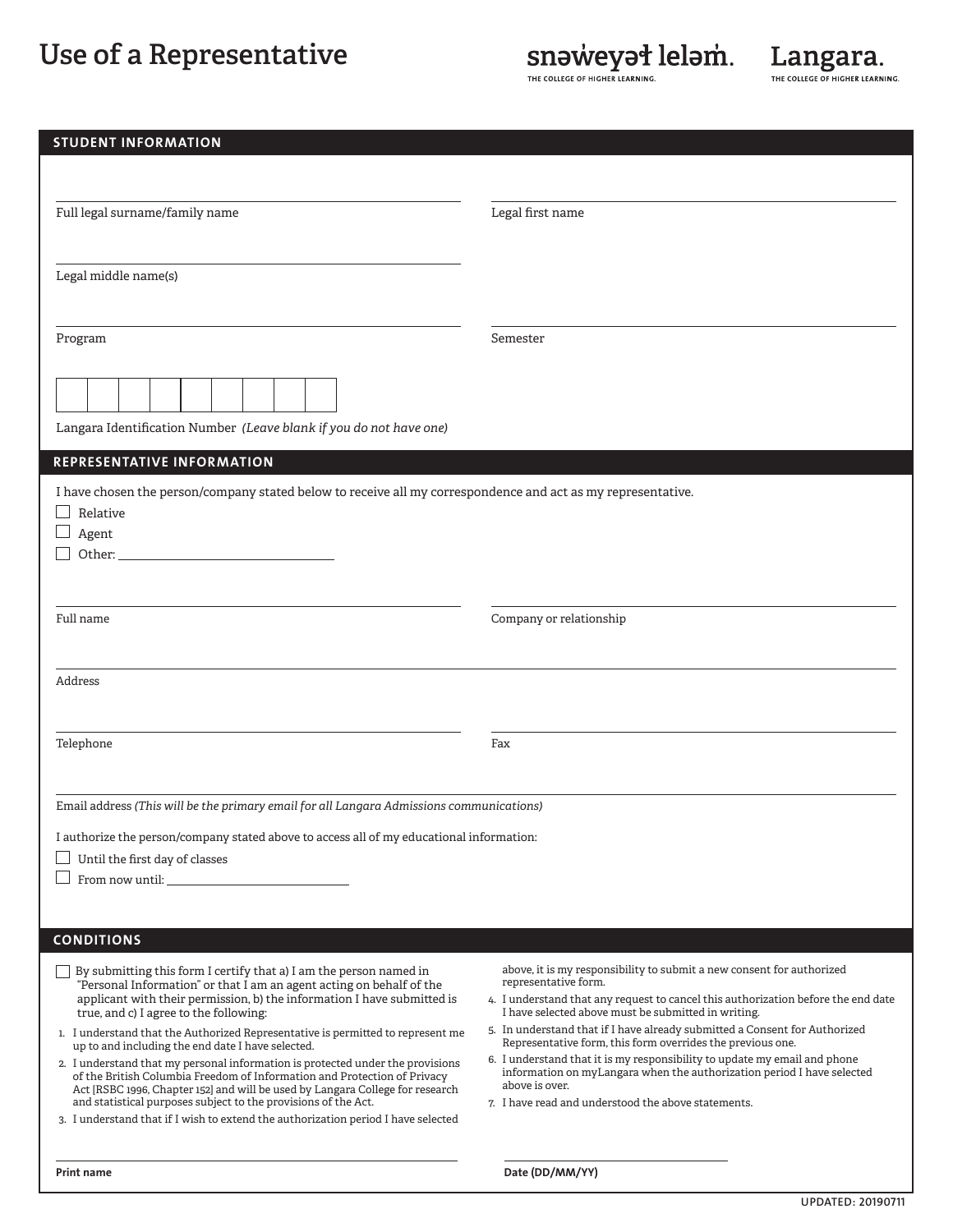# Use of a Representative

snəw̓eyəɬ leləm̓. THE COLLEGE OF HIGHER LEARNING. Langara. THE COLLEGE OF HIGHER LEARNING.

## STUDENT INFORMATION

Full legal surname/family name

Legal first name

Legal middle name(s)

Program

Semester

| | | | | | | | | |
|---|---|---|---|---|---|---|---|---|
| | | | | | | | | |

Langara Identification Number *(Leave blank if you do not have one)*

## REPRESENTATIVE INFORMATION

I have chosen the person/company stated below to receive all my correspondence and act as my representative.

- ☐ Relative
- ☐ Agent
- ☐ Other: ____________________

Full name

Company or relationship

Address

Telephone

Fax

Email address *(This will be the primary email for all Langara Admissions communications)*

I authorize the person/company stated above to access all of my educational information:

- ☐ Until the first day of classes
- ☐ From now until: ____________________

## CONDITIONS

☐ By submitting this form I certify that a) I am the person named in "Personal Information" or that I am an agent acting on behalf of the applicant with their permission, b) the information I have submitted is true, and c) I agree to the following:

1. I understand that the Authorized Representative is permitted to represent me up to and including the end date I have selected.
2. I understand that my personal information is protected under the provisions of the British Columbia Freedom of Information and Protection of Privacy Act [RSBC 1996, Chapter 152] and will be used by Langara College for research and statistical purposes subject to the provisions of the Act.
3. I understand that if I wish to extend the authorization period I have selected above, it is my responsibility to submit a new consent for authorized representative form.
4. I understand that any request to cancel this authorization before the end date I have selected above must be submitted in writing.
5. In understand that if I have already submitted a Consent for Authorized Representative form, this form overrides the previous one.
6. I understand that it is my responsibility to update my email and phone information on myLangara when the authorization period I have selected above is over.
7. I have read and understood the above statements.

**Print name**

**Date (DD/MM/YY)**

UPDATED: 20190711